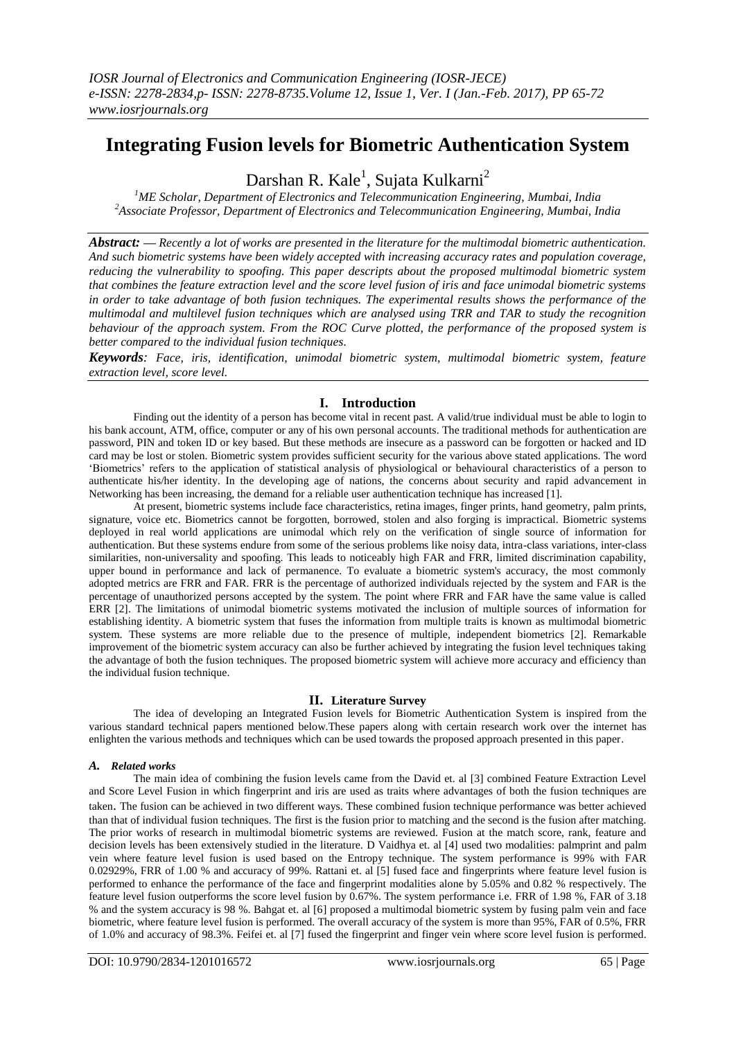# Integrating Fusion levels for Biometric Authentication System

Darshan R. Kale[1], Sujata Kulkarni[2]

[1]ME Scholar, Department of Electronics and Telecommunication Engineering, Mumbai, India
[2]Associate Professor, Department of Electronics and Telecommunication Engineering, Mumbai, India

***Abstract:*** *— Recently a lot of works are presented in the literature for the multimodal biometric authentication. And such biometric systems have been widely accepted with increasing accuracy rates and population coverage, reducing the vulnerability to spoofing. This paper descripts about the proposed multimodal biometric system that combines the feature extraction level and the score level fusion of iris and face unimodal biometric systems in order to take advantage of both fusion techniques. The experimental results shows the performance of the multimodal and multilevel fusion techniques which are analysed using TRR and TAR to study the recognition behaviour of the approach system. From the ROC Curve plotted, the performance of the proposed system is better compared to the individual fusion techniques.*

***Keywords****: Face, iris, identification, unimodal biometric system, multimodal biometric system, feature extraction level, score level.*

## I. Introduction

Finding out the identity of a person has become vital in recent past. A valid/true individual must be able to login to his bank account, ATM, office, computer or any of his own personal accounts. The traditional methods for authentication are password, PIN and token ID or key based. But these methods are insecure as a password can be forgotten or hacked and ID card may be lost or stolen. Biometric system provides sufficient security for the various above stated applications. The word 'Biometrics' refers to the application of statistical analysis of physiological or behavioural characteristics of a person to authenticate his/her identity. In the developing age of nations, the concerns about security and rapid advancement in Networking has been increasing, the demand for a reliable user authentication technique has increased [1].

At present, biometric systems include face characteristics, retina images, finger prints, hand geometry, palm prints, signature, voice etc. Biometrics cannot be forgotten, borrowed, stolen and also forging is impractical. Biometric systems deployed in real world applications are unimodal which rely on the verification of single source of information for authentication. But these systems endure from some of the serious problems like noisy data, intra-class variations, inter-class similarities, non-universality and spoofing. This leads to noticeably high FAR and FRR, limited discrimination capability, upper bound in performance and lack of permanence. To evaluate a biometric system's accuracy, the most commonly adopted metrics are FRR and FAR. FRR is the percentage of authorized individuals rejected by the system and FAR is the percentage of unauthorized persons accepted by the system. The point where FRR and FAR have the same value is called ERR [2]. The limitations of unimodal biometric systems motivated the inclusion of multiple sources of information for establishing identity. A biometric system that fuses the information from multiple traits is known as multimodal biometric system. These systems are more reliable due to the presence of multiple, independent biometrics [2]. Remarkable improvement of the biometric system accuracy can also be further achieved by integrating the fusion level techniques taking the advantage of both the fusion techniques. The proposed biometric system will achieve more accuracy and efficiency than the individual fusion technique.

## II. Literature Survey

The idea of developing an Integrated Fusion levels for Biometric Authentication System is inspired from the various standard technical papers mentioned below.These papers along with certain research work over the internet has enlighten the various methods and techniques which can be used towards the proposed approach presented in this paper.

### *A. Related works*

The main idea of combining the fusion levels came from the David et. al [3] combined Feature Extraction Level and Score Level Fusion in which fingerprint and iris are used as traits where advantages of both the fusion techniques are taken. The fusion can be achieved in two different ways. These combined fusion technique performance was better achieved than that of individual fusion techniques. The first is the fusion prior to matching and the second is the fusion after matching. The prior works of research in multimodal biometric systems are reviewed. Fusion at the match score, rank, feature and decision levels has been extensively studied in the literature. D Vaidhya et. al [4] used two modalities: palmprint and palm vein where feature level fusion is used based on the Entropy technique. The system performance is 99% with FAR 0.02929%, FRR of 1.00 % and accuracy of 99%. Rattani et. al [5] fused face and fingerprints where feature level fusion is performed to enhance the performance of the face and fingerprint modalities alone by 5.05% and 0.82 % respectively. The feature level fusion outperforms the score level fusion by 0.67%. The system performance i.e. FRR of 1.98 %, FAR of 3.18 % and the system accuracy is 98 %. Bahgat et. al [6] proposed a multimodal biometric system by fusing palm vein and face biometric, where feature level fusion is performed. The overall accuracy of the system is more than 95%, FAR of 0.5%, FRR of 1.0% and accuracy of 98.3%. Feifei et. al [7] fused the fingerprint and finger vein where score level fusion is performed.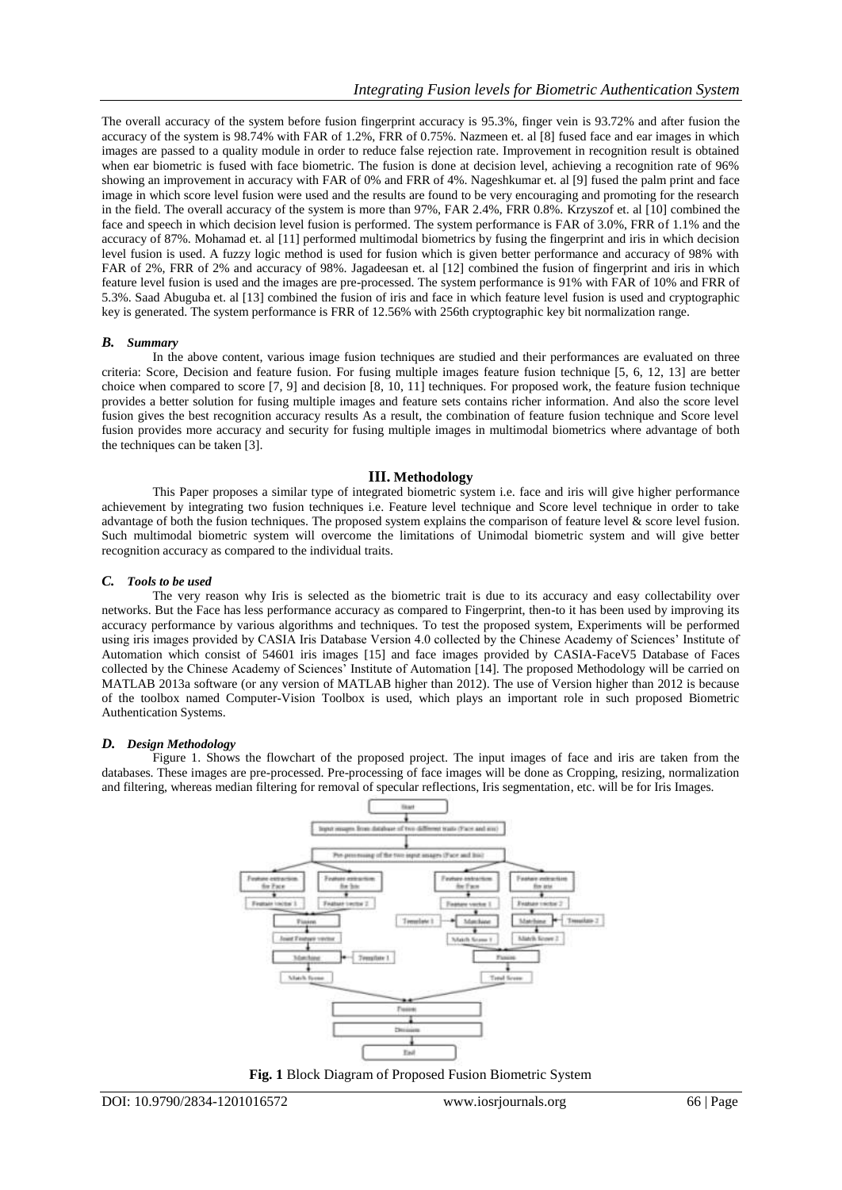The overall accuracy of the system before fusion fingerprint accuracy is 95.3%, finger vein is 93.72% and after fusion the accuracy of the system is 98.74% with FAR of 1.2%, FRR of 0.75%. Nazmeen et. al [8] fused face and ear images in which images are passed to a quality module in order to reduce false rejection rate. Improvement in recognition result is obtained when ear biometric is fused with face biometric. The fusion is done at decision level, achieving a recognition rate of 96% showing an improvement in accuracy with FAR of 0% and FRR of 4%. Nageshkumar et. al [9] fused the palm print and face image in which score level fusion were used and the results are found to be very encouraging and promoting for the research in the field. The overall accuracy of the system is more than 97%, FAR 2.4%, FRR 0.8%. Krzyszof et. al [10] combined the face and speech in which decision level fusion is performed. The system performance is FAR of 3.0%, FRR of 1.1% and the accuracy of 87%. Mohamad et. al [11] performed multimodal biometrics by fusing the fingerprint and iris in which decision level fusion is used. A fuzzy logic method is used for fusion which is given better performance and accuracy of 98% with FAR of 2%, FRR of 2% and accuracy of 98%. Jagadeesan et. al [12] combined the fusion of fingerprint and iris in which feature level fusion is used and the images are pre-processed. The system performance is 91% with FAR of 10% and FRR of 5.3%. Saad Abuguba et. al [13] combined the fusion of iris and face in which feature level fusion is used and cryptographic key is generated. The system performance is FRR of 12.56% with 256th cryptographic key bit normalization range.

### *B. Summary*

In the above content, various image fusion techniques are studied and their performances are evaluated on three criteria: Score, Decision and feature fusion. For fusing multiple images feature fusion technique [5, 6, 12, 13] are better choice when compared to score [7, 9] and decision [8, 10, 11] techniques. For proposed work, the feature fusion technique provides a better solution for fusing multiple images and feature sets contains richer information. And also the score level fusion gives the best recognition accuracy results As a result, the combination of feature fusion technique and Score level fusion provides more accuracy and security for fusing multiple images in multimodal biometrics where advantage of both the techniques can be taken [3].

## III. Methodology

This Paper proposes a similar type of integrated biometric system i.e. face and iris will give higher performance achievement by integrating two fusion techniques i.e. Feature level technique and Score level technique in order to take advantage of both the fusion techniques. The proposed system explains the comparison of feature level & score level fusion. Such multimodal biometric system will overcome the limitations of Unimodal biometric system and will give better recognition accuracy as compared to the individual traits.

### *C. Tools to be used*

The very reason why Iris is selected as the biometric trait is due to its accuracy and easy collectability over networks. But the Face has less performance accuracy as compared to Fingerprint, then-to it has been used by improving its accuracy performance by various algorithms and techniques. To test the proposed system, Experiments will be performed using iris images provided by CASIA Iris Database Version 4.0 collected by the Chinese Academy of Sciences' Institute of Automation which consist of 54601 iris images [15] and face images provided by CASIA-FaceV5 Database of Faces collected by the Chinese Academy of Sciences' Institute of Automation [14]. The proposed Methodology will be carried on MATLAB 2013a software (or any version of MATLAB higher than 2012). The use of Version higher than 2012 is because of the toolbox named Computer-Vision Toolbox is used, which plays an important role in such proposed Biometric Authentication Systems.

### *D. Design Methodology*

Figure 1. Shows the flowchart of the proposed project. The input images of face and iris are taken from the databases. These images are pre-processed. Pre-processing of face images will be done as Cropping, resizing, normalization and filtering, whereas median filtering for removal of specular reflections, Iris segmentation, etc. will be for Iris Images.

**Fig. 1** Block Diagram of Proposed Fusion Biometric System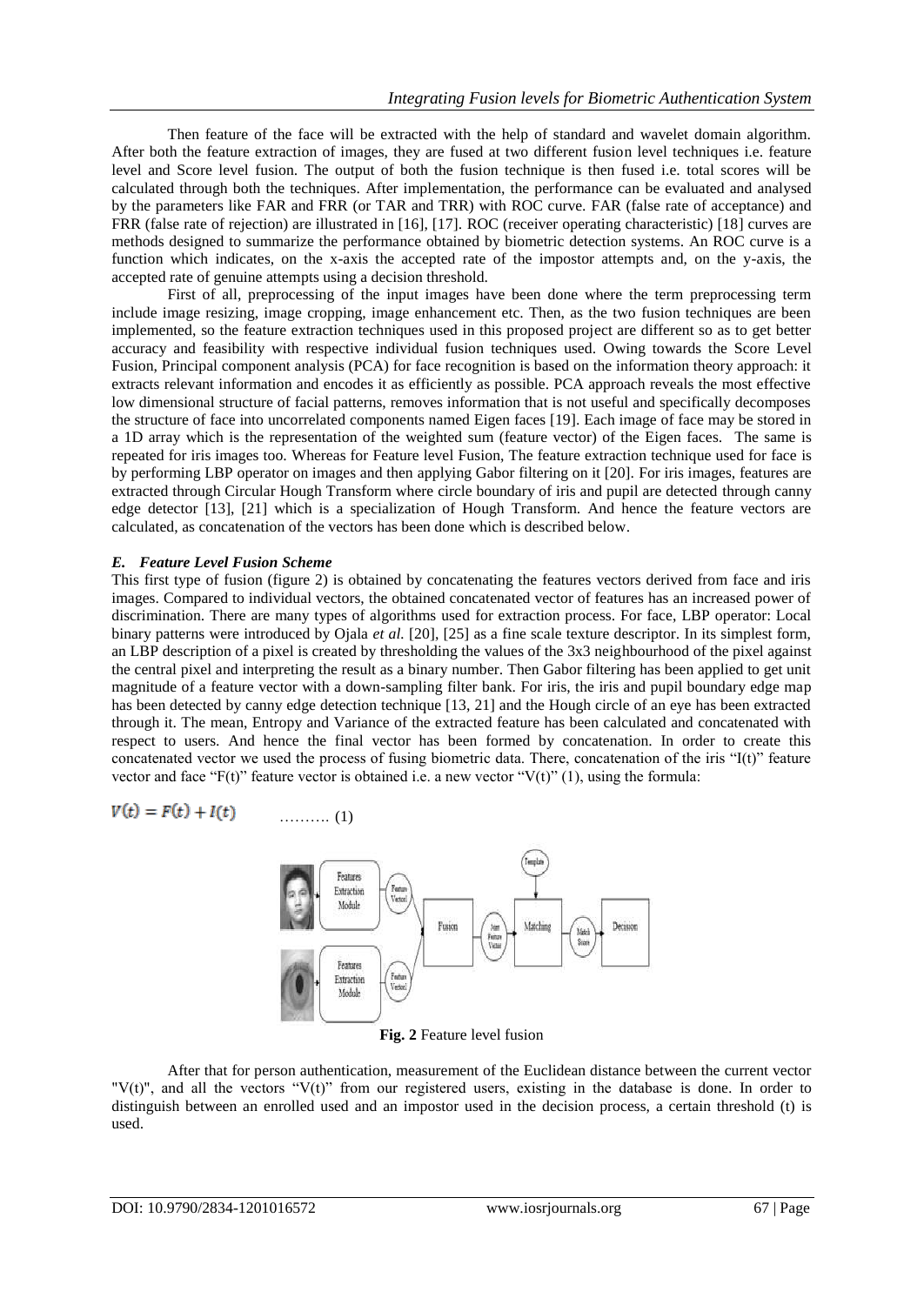Then feature of the face will be extracted with the help of standard and wavelet domain algorithm. After both the feature extraction of images, they are fused at two different fusion level techniques i.e. feature level and Score level fusion. The output of both the fusion technique is then fused i.e. total scores will be calculated through both the techniques. After implementation, the performance can be evaluated and analysed by the parameters like FAR and FRR (or TAR and TRR) with ROC curve. FAR (false rate of acceptance) and FRR (false rate of rejection) are illustrated in [16], [17]. ROC (receiver operating characteristic) [18] curves are methods designed to summarize the performance obtained by biometric detection systems. An ROC curve is a function which indicates, on the x-axis the accepted rate of the impostor attempts and, on the y-axis, the accepted rate of genuine attempts using a decision threshold.

First of all, preprocessing of the input images have been done where the term preprocessing term include image resizing, image cropping, image enhancement etc. Then, as the two fusion techniques are been implemented, so the feature extraction techniques used in this proposed project are different so as to get better accuracy and feasibility with respective individual fusion techniques used. Owing towards the Score Level Fusion, Principal component analysis (PCA) for face recognition is based on the information theory approach: it extracts relevant information and encodes it as efficiently as possible. PCA approach reveals the most effective low dimensional structure of facial patterns, removes information that is not useful and specifically decomposes the structure of face into uncorrelated components named Eigen faces [19]. Each image of face may be stored in a 1D array which is the representation of the weighted sum (feature vector) of the Eigen faces. The same is repeated for iris images too. Whereas for Feature level Fusion, The feature extraction technique used for face is by performing LBP operator on images and then applying Gabor filtering on it [20]. For iris images, features are extracted through Circular Hough Transform where circle boundary of iris and pupil are detected through canny edge detector [13], [21] which is a specialization of Hough Transform. And hence the feature vectors are calculated, as concatenation of the vectors has been done which is described below.

### *E. Feature Level Fusion Scheme*

This first type of fusion (figure 2) is obtained by concatenating the features vectors derived from face and iris images. Compared to individual vectors, the obtained concatenated vector of features has an increased power of discrimination. There are many types of algorithms used for extraction process. For face, LBP operator: Local binary patterns were introduced by Ojala *et al.* [20], [25] as a fine scale texture descriptor. In its simplest form, an LBP description of a pixel is created by thresholding the values of the 3x3 neighbourhood of the pixel against the central pixel and interpreting the result as a binary number. Then Gabor filtering has been applied to get unit magnitude of a feature vector with a down-sampling filter bank. For iris, the iris and pupil boundary edge map has been detected by canny edge detection technique [13, 21] and the Hough circle of an eye has been extracted through it. The mean, Entropy and Variance of the extracted feature has been calculated and concatenated with respect to users. And hence the final vector has been formed by concatenation. In order to create this concatenated vector we used the process of fusing biometric data. There, concatenation of the iris "I(t)" feature vector and face "F(t)" feature vector is obtained i.e. a new vector "V(t)" (1), using the formula:

$$V(t) = F(t) + I(t) \qquad \text{.......... (1)}$$

**Fig. 2** Feature level fusion

After that for person authentication, measurement of the Euclidean distance between the current vector "V(t)", and all the vectors "V(t)" from our registered users, existing in the database is done. In order to distinguish between an enrolled used and an impostor used in the decision process, a certain threshold (t) is used.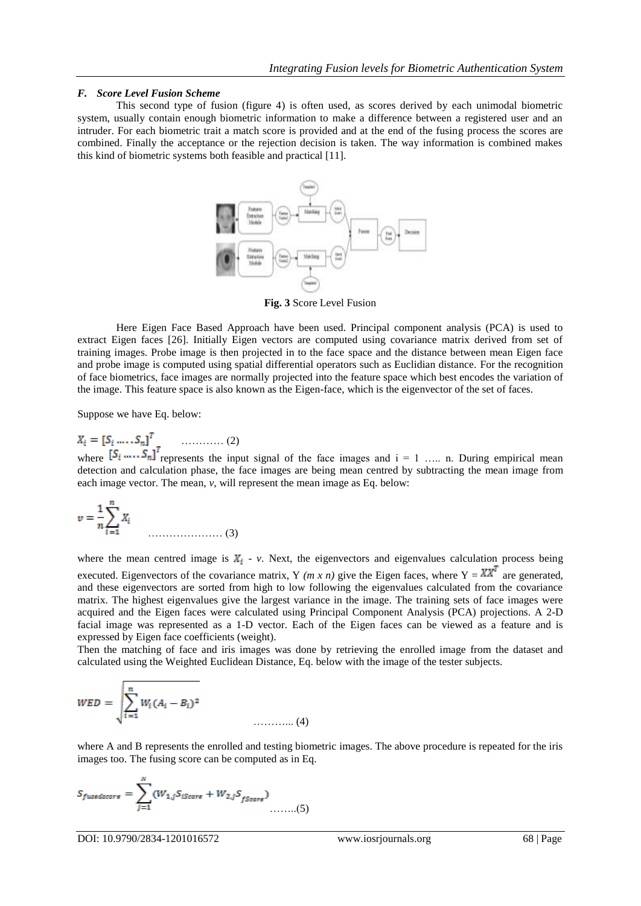### *F. Score Level Fusion Scheme*

This second type of fusion (figure 4) is often used, as scores derived by each unimodal biometric system, usually contain enough biometric information to make a difference between a registered user and an intruder. For each biometric trait a match score is provided and at the end of the fusing process the scores are combined. Finally the acceptance or the rejection decision is taken. The way information is combined makes this kind of biometric systems both feasible and practical [11].

**Fig. 3** Score Level Fusion

Here Eigen Face Based Approach have been used. Principal component analysis (PCA) is used to extract Eigen faces [26]. Initially Eigen vectors are computed using covariance matrix derived from set of training images. Probe image is then projected in to the face space and the distance between mean Eigen face and probe image is computed using spatial differential operators such as Euclidian distance. For the recognition of face biometrics, face images are normally projected into the feature space which best encodes the variation of the image. This feature space is also known as the Eigen-face, which is the eigenvector of the set of faces.

Suppose we have Eq. below:

$$X_i = [S_i \ldots\ldots S_n]^T \quad \ldots\ldots\ldots\ldots (2)$$

where $[S_i \ldots\ldots S_n]^T$ represents the input signal of the face images and i = 1 ….. n. During empirical mean detection and calculation phase, the face images are being mean centred by subtracting the mean image from each image vector. The mean, *v*, will represent the mean image as Eq. below:

$$v = \frac{1}{n}\sum_{i=1}^{n} X_i \quad \ldots\ldots\ldots\ldots\ldots\ldots\ldots (3)$$

where the mean centred image is $X_i$ - *v*. Next, the eigenvectors and eigenvalues calculation process being executed. Eigenvectors of the covariance matrix, Y *(m x n)* give the Eigen faces, where Y = $XX^T$ are generated, and these eigenvectors are sorted from high to low following the eigenvalues calculated from the covariance matrix. The highest eigenvalues give the largest variance in the image. The training sets of face images were acquired and the Eigen faces were calculated using Principal Component Analysis (PCA) projections. A 2-D facial image was represented as a 1-D vector. Each of the Eigen faces can be viewed as a feature and is expressed by Eigen face coefficients (weight).

Then the matching of face and iris images was done by retrieving the enrolled image from the dataset and calculated using the Weighted Euclidean Distance, Eq. below with the image of the tester subjects.

$$WED = \sqrt{\sum_{i=1}^{n} W_i (A_i - B_i)^2} \quad \ldots\ldots\ldots\ldots (4)$$

where A and B represents the enrolled and testing biometric images. The above procedure is repeated for the iris images too. The fusing score can be computed as in Eq.

$$S_{fusedscore} = \sum_{j=1}^{N} (W_{1,j} S_{iScore} + W_{2,j} S_{fScore}) \quad \ldots\ldots\ldots (5)$$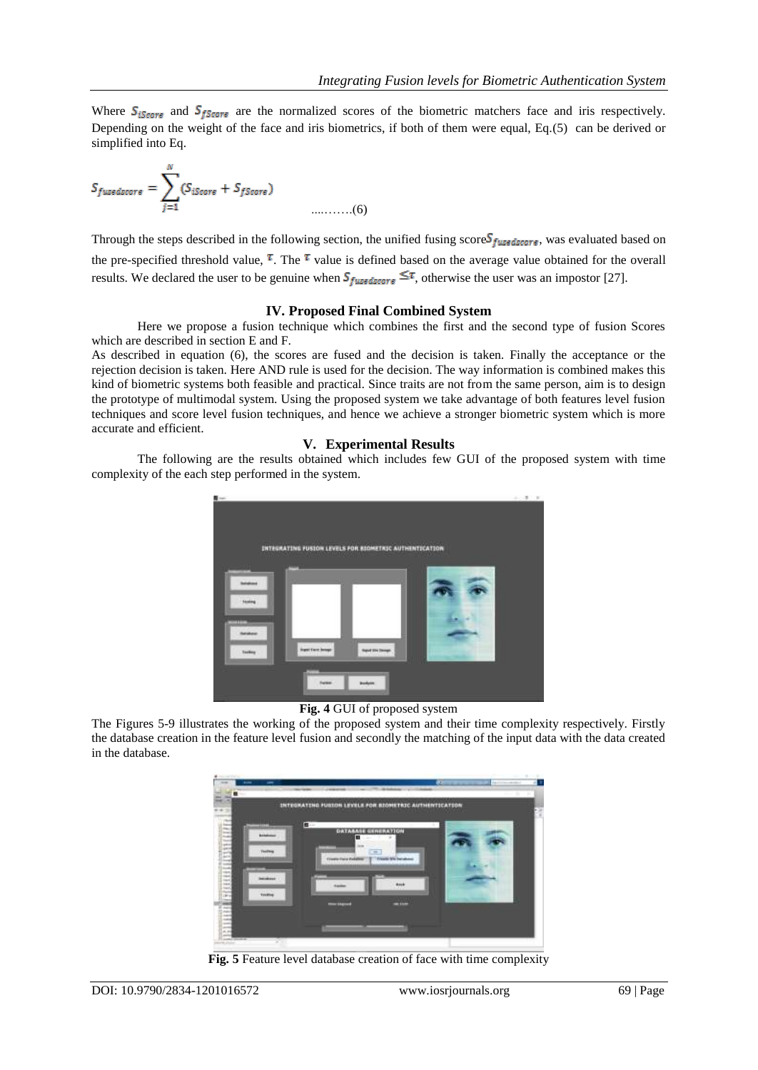Where $S_{iScore}$ and $S_{fScore}$ are the normalized scores of the biometric matchers face and iris respectively. Depending on the weight of the face and iris biometrics, if both of them were equal, Eq.(5) can be derived or simplified into Eq.

$$S_{fusedscore} = \sum_{j=1}^{N} (S_{iScore} + S_{fScore}) \quad \text{....……(6)}$$

Through the steps described in the following section, the unified fusing score $S_{fusedscore}$, was evaluated based on the pre-specified threshold value, $\tau$. The $\tau$ value is defined based on the average value obtained for the overall results. We declared the user to be genuine when $S_{fusedscore} \leq \tau$, otherwise the user was an impostor [27].

## IV. Proposed Final Combined System

Here we propose a fusion technique which combines the first and the second type of fusion Scores which are described in section E and F.

As described in equation (6), the scores are fused and the decision is taken. Finally the acceptance or the rejection decision is taken. Here AND rule is used for the decision. The way information is combined makes this kind of biometric systems both feasible and practical. Since traits are not from the same person, aim is to design the prototype of multimodal system. Using the proposed system we take advantage of both features level fusion techniques and score level fusion techniques, and hence we achieve a stronger biometric system which is more accurate and efficient.

## V. Experimental Results

The following are the results obtained which includes few GUI of the proposed system with time complexity of the each step performed in the system.

**Fig. 4** GUI of proposed system

The Figures 5-9 illustrates the working of the proposed system and their time complexity respectively. Firstly the database creation in the feature level fusion and secondly the matching of the input data with the data created in the database.

**Fig. 5** Feature level database creation of face with time complexity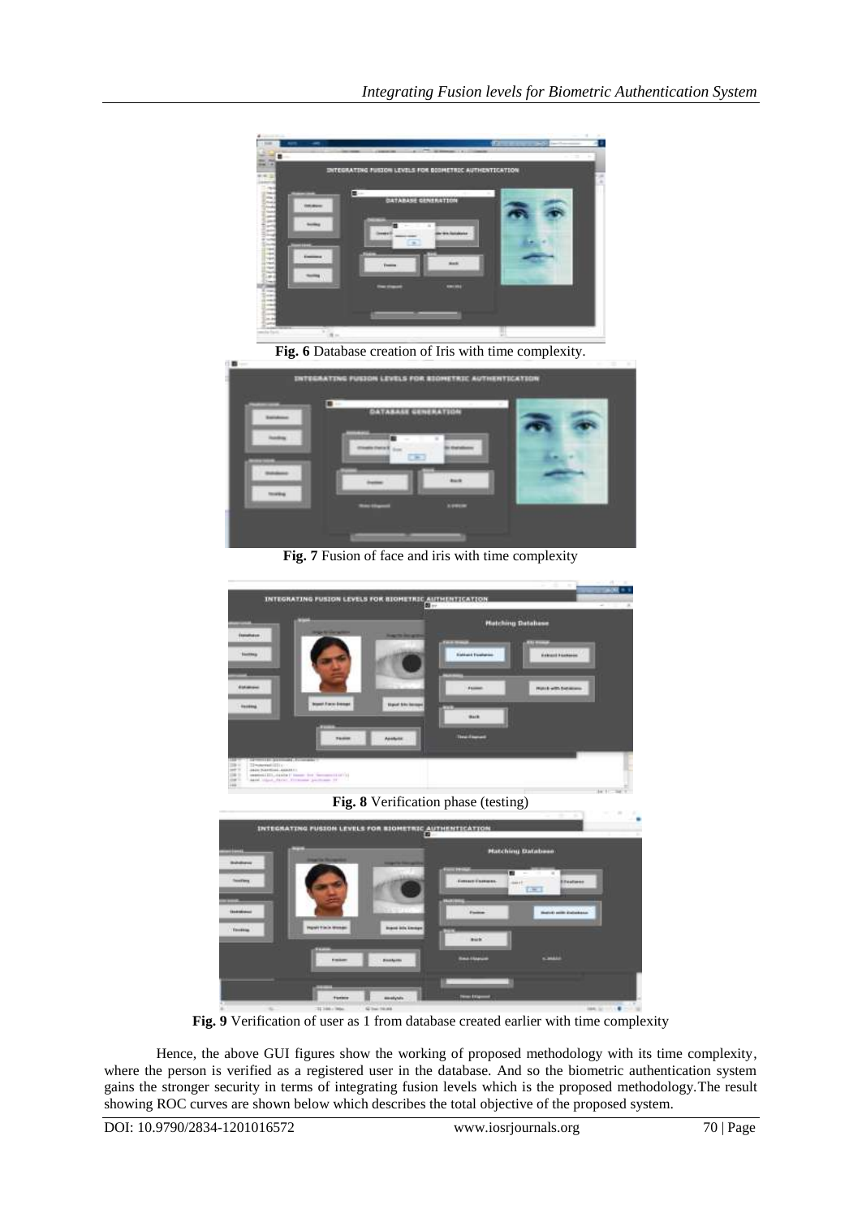Fig. 6 Database creation of Iris with time complexity.

Fig. 7 Fusion of face and iris with time complexity

Fig. 8 Verification phase (testing)

Fig. 9 Verification of user as 1 from database created earlier with time complexity

Hence, the above GUI figures show the working of proposed methodology with its time complexity, where the person is verified as a registered user in the database. And so the biometric authentication system gains the stronger security in terms of integrating fusion levels which is the proposed methodology.The result showing ROC curves are shown below which describes the total objective of the proposed system.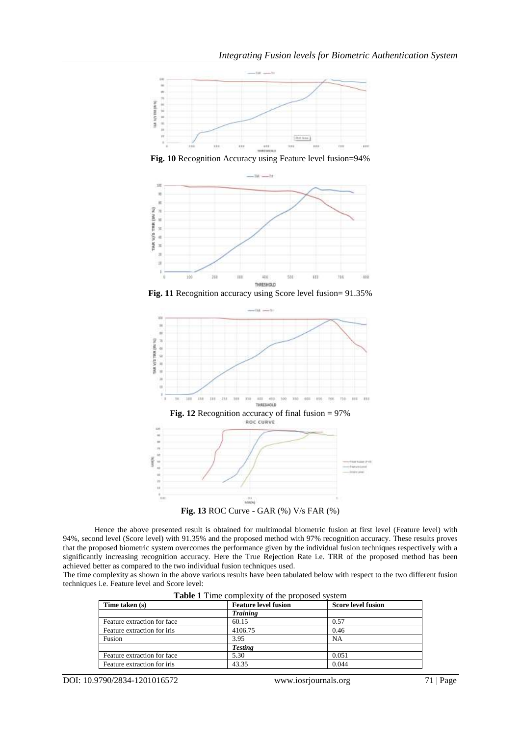**Fig. 10** Recognition Accuracy using Feature level fusion=94%

**Fig. 11** Recognition accuracy using Score level fusion= 91.35%

**Fig. 12** Recognition accuracy of final fusion = 97%

**Fig. 13** ROC Curve - GAR (%) V/s FAR (%)

Hence the above presented result is obtained for multimodal biometric fusion at first level (Feature level) with 94%, second level (Score level) with 91.35% and the proposed method with 97% recognition accuracy. These results proves that the proposed biometric system overcomes the performance given by the individual fusion techniques respectively with a significantly increasing recognition accuracy. Here the True Rejection Rate i.e. TRR of the proposed method has been achieved better as compared to the two individual fusion techniques used.

The time complexity as shown in the above various results have been tabulated below with respect to the two different fusion techniques i.e. Feature level and Score level:

**Table 1** Time complexity of the proposed system

| Time taken (s) | Feature level fusion | Score level fusion |
|---|---|---|
| | ***Training*** | |
| Feature extraction for face | 60.15 | 0.57 |
| Feature extraction for iris | 4106.75 | 0.46 |
| Fusion | 3.95 | NA |
| | ***Testing*** | |
| Feature extraction for face | 5.30 | 0.051 |
| Feature extraction for iris | 43.35 | 0.044 |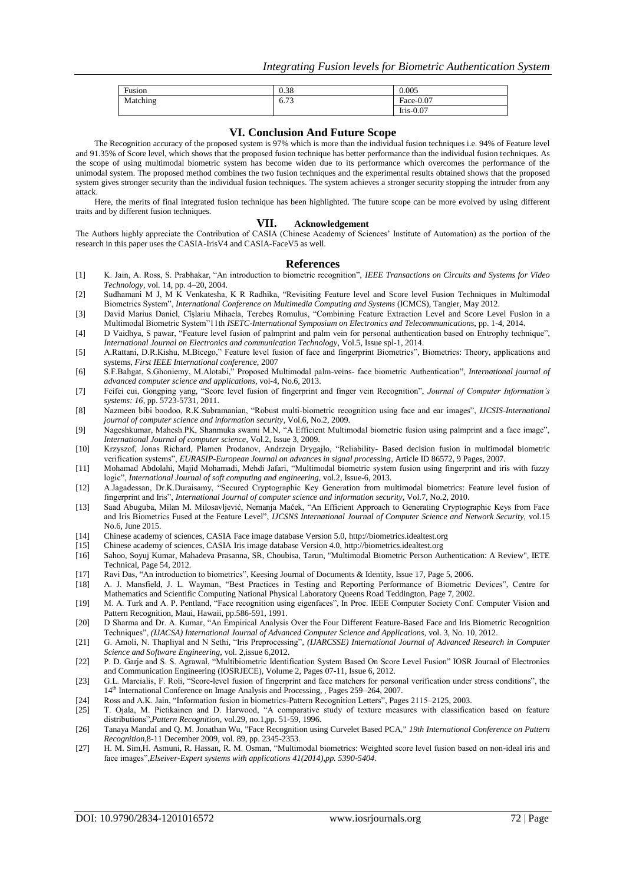| | | |
|---|---|---|
| Fusion | 0.38 | 0.005 |
| Matching | 6.73 | Face-0.07 |
| | | Iris-0.07 |

## VI. Conclusion And Future Scope

The Recognition accuracy of the proposed system is 97% which is more than the individual fusion techniques i.e. 94% of Feature level and 91.35% of Score level, which shows that the proposed fusion technique has better performance than the individual fusion techniques. As the scope of using multimodal biometric system has become widen due to its performance which overcomes the performance of the unimodal system. The proposed method combines the two fusion techniques and the experimental results obtained shows that the proposed system gives stronger security than the individual fusion techniques. The system achieves a stronger security stopping the intruder from any attack.

Here, the merits of final integrated fusion technique has been highlighted. The future scope can be more evolved by using different traits and by different fusion techniques.

## VII. Acknowledgement

The Authors highly appreciate the Contribution of CASIA (Chinese Academy of Sciences' Institute of Automation) as the portion of the research in this paper uses the CASIA-IrisV4 and CASIA-FaceV5 as well.

## References

[1] K. Jain, A. Ross, S. Prabhakar, "An introduction to biometric recognition", *IEEE Transactions on Circuits and Systems for Video Technology*, vol. 14, pp. 4–20, 2004.

[2] Sudhamani M J, M K Venkatesha, K R Radhika, "Revisiting Feature level and Score level Fusion Techniques in Multimodal Biometrics System", *International Conference on Multimedia Computing and Systems* (ICMCS), Tangier, May 2012.

[3] David Marius Daniel, Cîşlariu Mihaela, Terebeş Romulus, "Combining Feature Extraction Level and Score Level Fusion in a Multimodal Biometric System"11th *ISETC-International Symposium on Electronics and Telecommunications*, pp. 1-4, 2014.

[4] D Vaidhya, S pawar, "Feature level fusion of palmprint and palm vein for personal authentication based on Entrophy technique", *International Journal on Electronics and communication Technology*, Vol.5, Issue spl-1, 2014.

[5] A.Rattani, D.R.Kishu, M.Bicego," Feature level fusion of face and fingerprint Biometrics", Biometrics: Theory, applications and systems, *First IEEE International conference*, 2007

[6] S.F.Bahgat, S.Ghoniemy, M.Alotabi," Proposed Multimodal palm-veins- face biometric Authentication", *International journal of advanced computer science and applications*, vol-4, No.6, 2013.

[7] Feifei cui, Gongping yang, "Score level fusion of fingerprint and finger vein Recognition", *Journal of Computer Information's systems: 16*, pp. 5723-5731, 2011.

[8] Nazmeen bibi boodoo, R.K.Subramanian, "Robust multi-biometric recognition using face and ear images", *IJCSIS-International journal of computer science and information security*, Vol.6, No.2, 2009.

[9] Nageshkumar, Mahesh.PK, Shanmuka swami M.N, "A Efficient Multimodal biometric fusion using palmprint and a face image", *International Journal of computer science*, Vol.2, Issue 3, 2009.

[10] Krzyszof, Jonas Richard, Plamen Prodanov, Andrzejn Drygajlo, "Reliability- Based decision fusion in multimodal biometric verification systems", *EURASIP-European Journal on advances in signal processing*, Article ID 86572, 9 Pages, 2007.

[11] Mohamad Abdolahi, Majid Mohamadi, Mehdi Jafari, "Multimodal biometric system fusion using fingerprint and iris with fuzzy logic", *International Journal of soft computing and engineering*, vol.2, Issue-6, 2013.

[12] A.Jagadessan, Dr.K.Duraisamy, "Secured Cryptographic Key Generation from multimodal biometrics: Feature level fusion of fingerprint and Iris", *International Journal of computer science and information security*, Vol.7, No.2, 2010.

[13] Saad Abuguba, Milan M. Milosavljević, Nemanja Maček, "An Efficient Approach to Generating Cryptographic Keys from Face and Iris Biometrics Fused at the Feature Level", *IJCSNS International Journal of Computer Science and Network Security*, vol.15 No.6, June 2015.

[14] Chinese academy of sciences, CASIA Face image database Version 5.0, http://biometrics.idealtest.org

[15] Chinese academy of sciences, CASIA Iris image database Version 4.0, http://biometrics.idealtest.org

[16] Sahoo, Soyuj Kumar, Mahadeva Prasanna, SR, Choubisa, Tarun, "Multimodal Biometric Person Authentication: A Review", IETE Technical, Page 54, 2012.

[17] Ravi Das, "An introduction to biometrics", Keesing Journal of Documents & Identity, Issue 17, Page 5, 2006.

[18] A. J. Mansfield, J. L. Wayman, "Best Practices in Testing and Reporting Performance of Biometric Devices", Centre for Mathematics and Scientific Computing National Physical Laboratory Queens Road Teddington, Page 7, 2002.

[19] M. A. Turk and A. P. Pentland, "Face recognition using eigenfaces", In Proc. IEEE Computer Society Conf. Computer Vision and Pattern Recognition, Maui, Hawaii, pp.586-591, 1991.

[20] D Sharma and Dr. A. Kumar, "An Empirical Analysis Over the Four Different Feature-Based Face and Iris Biometric Recognition Techniques", *(IJACSA) International Journal of Advanced Computer Science and Applications*, vol. 3, No. 10, 2012.

[21] G. Amoli, N. Thapliyal and N Sethi, "Iris Preprocessing", *(IJARCSSE) International Journal of Advanced Research in Computer Science and Software Engineering*, vol. 2,issue 6,2012.

[22] P. D. Garje and S. S. Agrawal, "Multibiometric Identification System Based On Score Level Fusion" IOSR Journal of Electronics and Communication Engineering (IOSRJECE), Volume 2, Pages 07-11, Issue 6, 2012.

[23] G.L. Marcialis, F. Roli, "Score-level fusion of fingerprint and face matchers for personal verification under stress conditions", the 14th International Conference on Image Analysis and Processing, , Pages 259–264, 2007.

[24] Ross and A.K. Jain, "Information fusion in biometrics-Pattern Recognition Letters", Pages 2115–2125, 2003.

[25] T. Ojala, M. Pietikainen and D. Harwood, "A comparative study of texture measures with classification based on feature distributions",*Pattern Recognition*, vol.29, no.1,pp. 51-59, 1996.

[26] Tanaya Mandal and Q. M. Jonathan Wu, "Face Recognition using Curvelet Based PCA," *19th International Conference on Pattern Recognition*,8-11 December 2009, vol. 89, pp. 2345-2353.

[27] H. M. Sim,H. Asmuni, R. Hassan, R. M. Osman, "Multimodal biometrics: Weighted score level fusion based on non-ideal iris and face images",*Elseiver-Expert systems with applications 41(2014),pp. 5390-5404.*